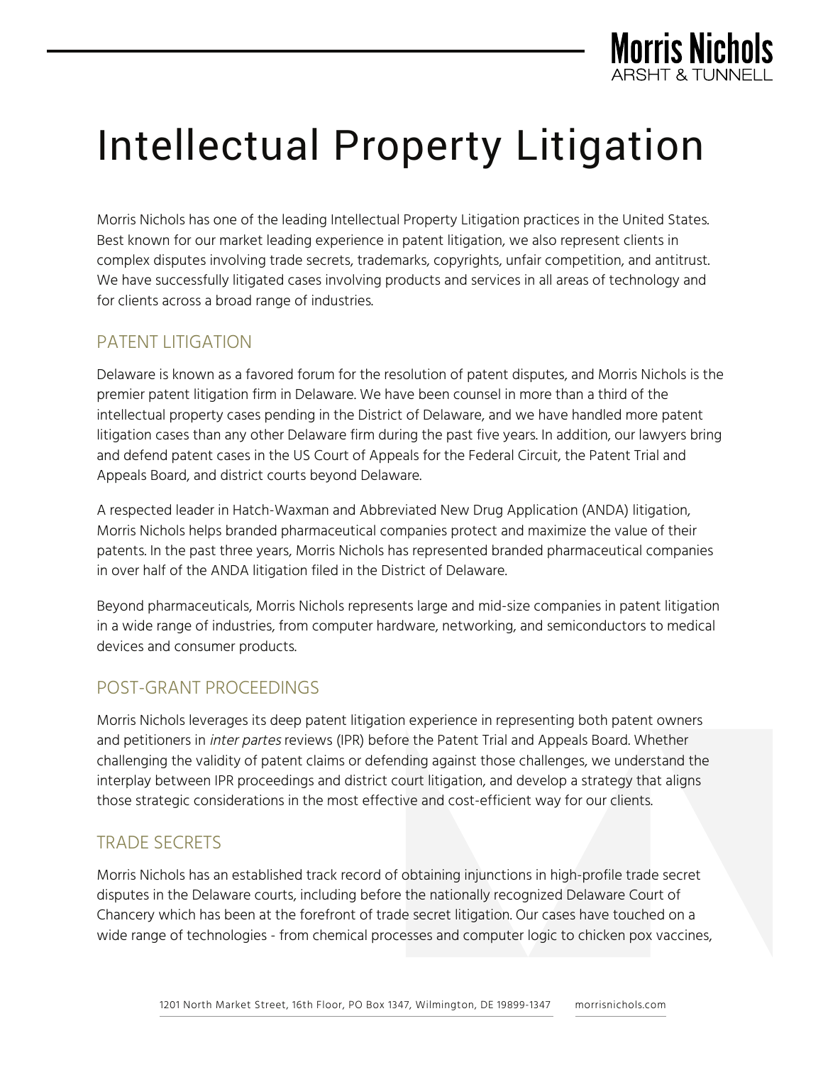# Intellectual Property Litigation

Morris Nichols has one of the leading Intellectual Property Litigation practices in the United States. Best known for our market leading experience in patent litigation, we also represent clients in complex disputes involving trade secrets, trademarks, copyrights, unfair competition, and antitrust. We have successfully litigated cases involving products and services in all areas of technology and for clients across a broad range of industries.

## PATENT LITIGATION

Delaware is known as a favored forum for the resolution of patent disputes, and Morris Nichols is the premier patent litigation firm in Delaware. We have been counsel in more than a third of the intellectual property cases pending in the District of Delaware, and we have handled more patent litigation cases than any other Delaware firm during the past five years. In addition, our lawyers bring and defend patent cases in the US Court of Appeals for the Federal Circuit, the Patent Trial and Appeals Board, and district courts beyond Delaware.

A respected leader in Hatch-Waxman and Abbreviated New Drug Application (ANDA) litigation, Morris Nichols helps branded pharmaceutical companies protect and maximize the value of their patents. In the past three years, Morris Nichols has represented branded pharmaceutical companies in over half of the ANDA litigation filed in the District of Delaware.

Beyond pharmaceuticals, Morris Nichols represents large and mid-size companies in patent litigation in a wide range of industries, from computer hardware, networking, and semiconductors to medical devices and consumer products.

## POST-GRANT PROCEEDINGS

Morris Nichols leverages its deep patent litigation experience in representing both patent owners and petitioners in *inter partes* reviews (IPR) before the Patent Trial and Appeals Board. Whether challenging the validity of patent claims or defending against those challenges, we understand the interplay between IPR proceedings and district court litigation, and develop a strategy that aligns those strategic considerations in the most effective and cost-efficient way for our clients.

## TRADE SECRETS

Morris Nichols has an established track record of obtaining injunctions in high-profile trade secret disputes in the Delaware courts, including before the nationally recognized Delaware Court of Chancery which has been at the forefront of trade secret litigation. Our cases have touched on a wide range of technologies - from chemical processes and computer logic to chicken pox vaccines,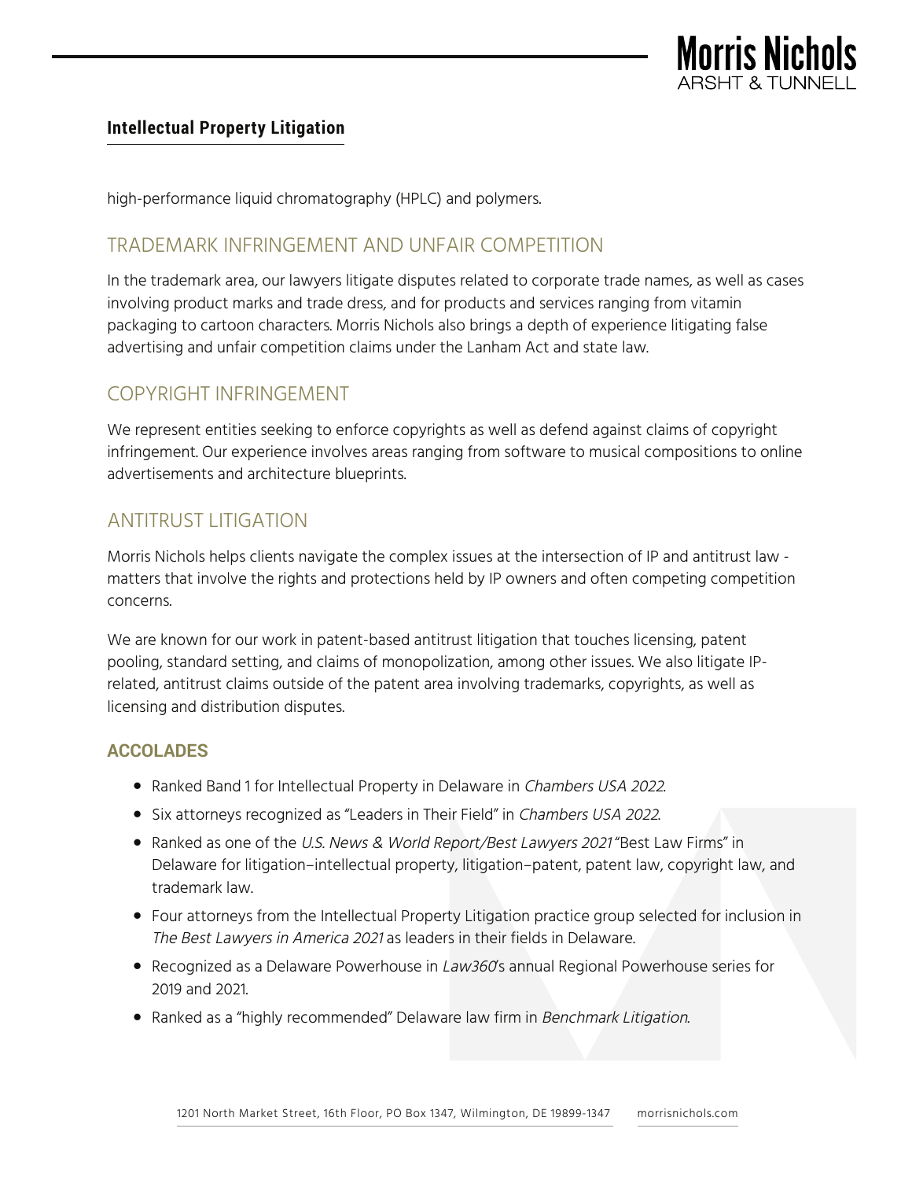high-performance liquid chromatography (HPLC) and polymers.

## TRADEMARK INFRINGEMENT AND UNFAIR COMPETITION

In the trademark area, our lawyers litigate disputes related to corporate trade names, as well as cases involving product marks and trade dress, and for products and services ranging from vitamin packaging to cartoon characters. Morris Nichols also brings a depth of experience litigating false advertising and unfair competition claims under the Lanham Act and state law.

## COPYRIGHT INFRINGEMENT

We represent entities seeking to enforce copyrights as well as defend against claims of copyright infringement. Our experience involves areas ranging from software to musical compositions to online advertisements and architecture blueprints.

## ANTITRUST LITIGATION

Morris Nichols helps clients navigate the complex issues at the intersection of IP and antitrust law - matters that involve the rights and protections held by IP owners and often competing competition concerns.

We are known for our work in patent-based antitrust litigation that touches licensing, patent pooling, standard setting, and claims of monopolization, among other issues. We also litigate IP-related, antitrust claims outside of the patent area involving trademarks, copyrights, as well as licensing and distribution disputes.

### ACCOLADES

- Ranked Band 1 for Intellectual Property in Delaware in *Chambers USA 2022*.
- Six attorneys recognized as "Leaders in Their Field" in *Chambers USA 2022*.
- Ranked as one of the *U.S. News & World Report/Best Lawyers 2021* "Best Law Firms" in Delaware for litigation–intellectual property, litigation–patent, patent law, copyright law, and trademark law.
- Four attorneys from the Intellectual Property Litigation practice group selected for inclusion in *The Best Lawyers in America 2021* as leaders in their fields in Delaware.
- Recognized as a Delaware Powerhouse in *Law360*'s annual Regional Powerhouse series for 2019 and 2021.
- Ranked as a "highly recommended" Delaware law firm in *Benchmark Litigation*.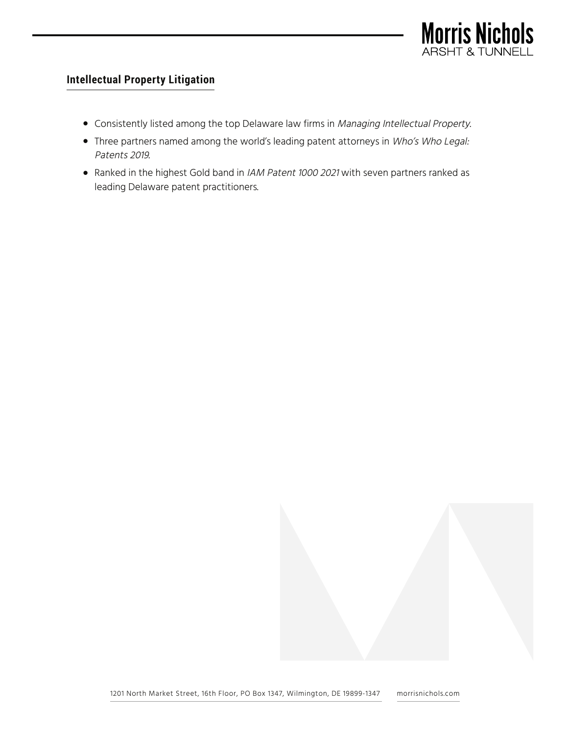## Intellectual Property Litigation

- Consistently listed among the top Delaware law firms in *Managing Intellectual Property*.
- Three partners named among the world's leading patent attorneys in *Who's Who Legal: Patents 2019*.
- Ranked in the highest Gold band in *IAM Patent 1000 2021* with seven partners ranked as leading Delaware patent practitioners.